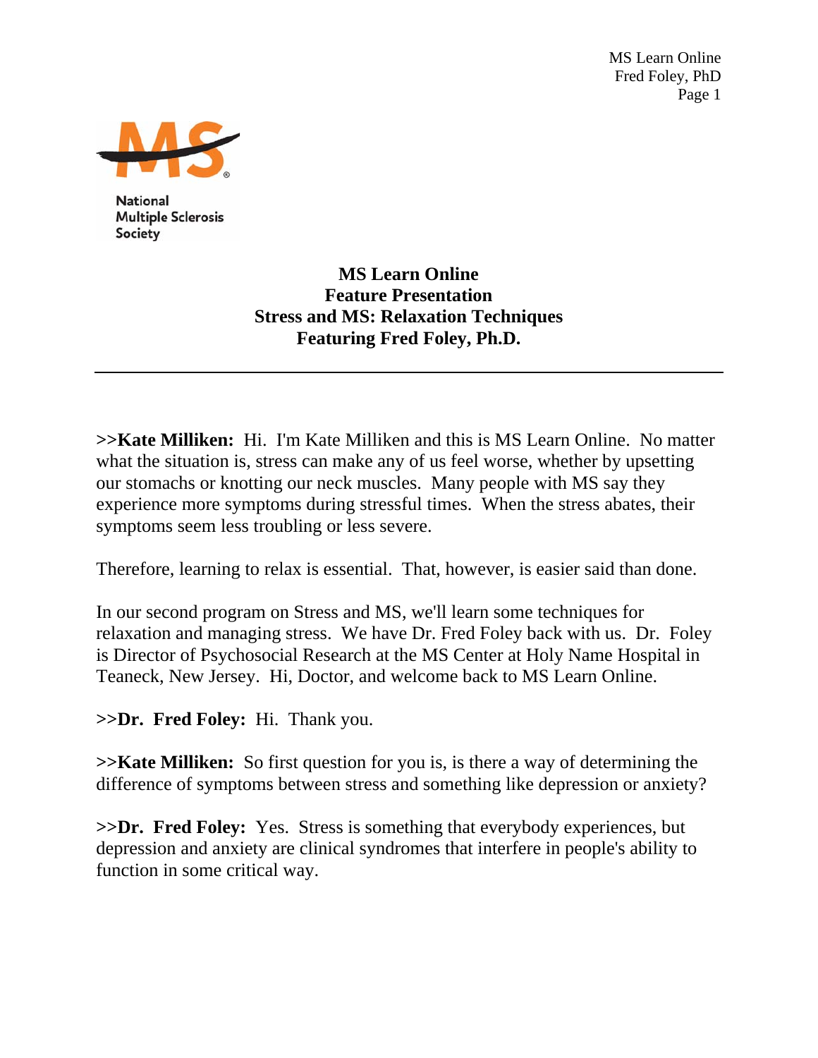National Multiple Sclerosis Society

# MS Learn Online
## Feature Presentation
## Stress and MS: Relaxation Techniques
## Featuring Fred Foley, Ph.D.

---

**>>Kate Milliken:** Hi. I'm Kate Milliken and this is MS Learn Online. No matter what the situation is, stress can make any of us feel worse, whether by upsetting our stomachs or knotting our neck muscles. Many people with MS say they experience more symptoms during stressful times. When the stress abates, their symptoms seem less troubling or less severe.

Therefore, learning to relax is essential. That, however, is easier said than done.

In our second program on Stress and MS, we'll learn some techniques for relaxation and managing stress. We have Dr. Fred Foley back with us. Dr. Foley is Director of Psychosocial Research at the MS Center at Holy Name Hospital in Teaneck, New Jersey. Hi, Doctor, and welcome back to MS Learn Online.

**>>Dr. Fred Foley:** Hi. Thank you.

**>>Kate Milliken:** So first question for you is, is there a way of determining the difference of symptoms between stress and something like depression or anxiety?

**>>Dr. Fred Foley:** Yes. Stress is something that everybody experiences, but depression and anxiety are clinical syndromes that interfere in people's ability to function in some critical way.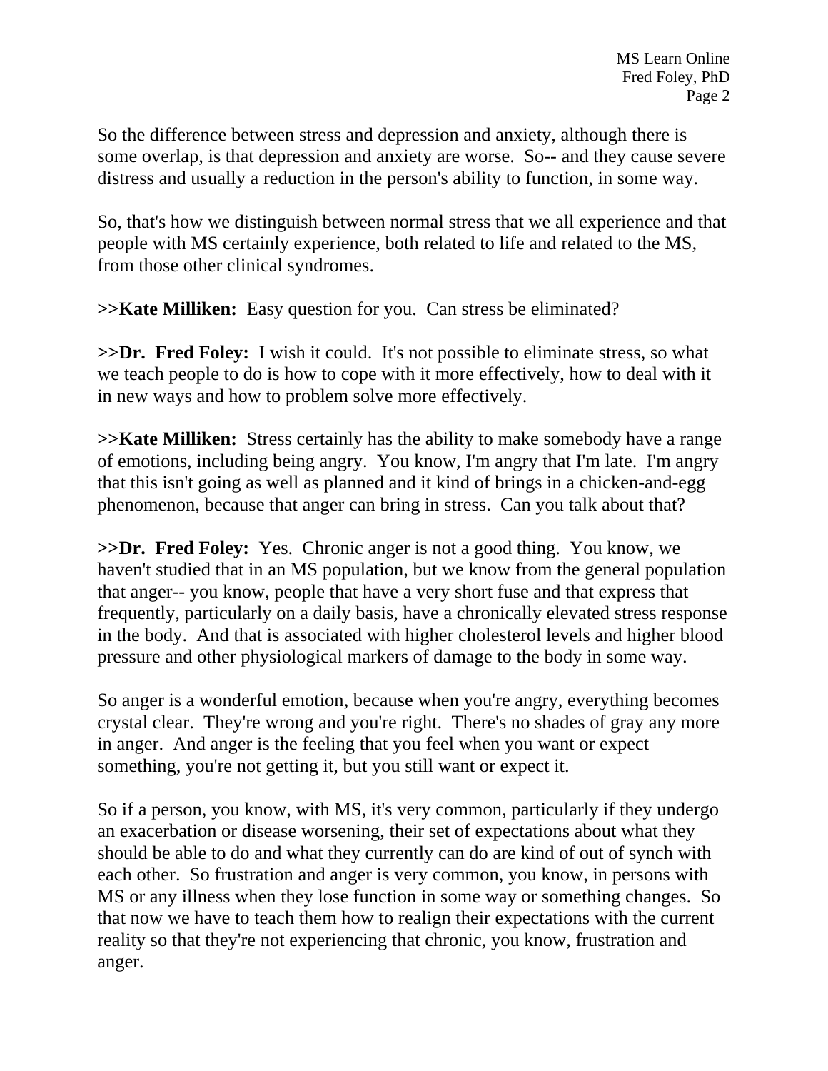So the difference between stress and depression and anxiety, although there is some overlap, is that depression and anxiety are worse. So-- and they cause severe distress and usually a reduction in the person's ability to function, in some way.

So, that's how we distinguish between normal stress that we all experience and that people with MS certainly experience, both related to life and related to the MS, from those other clinical syndromes.

**>>Kate Milliken:** Easy question for you. Can stress be eliminated?

**>>Dr. Fred Foley:** I wish it could. It's not possible to eliminate stress, so what we teach people to do is how to cope with it more effectively, how to deal with it in new ways and how to problem solve more effectively.

**>>Kate Milliken:** Stress certainly has the ability to make somebody have a range of emotions, including being angry. You know, I'm angry that I'm late. I'm angry that this isn't going as well as planned and it kind of brings in a chicken-and-egg phenomenon, because that anger can bring in stress. Can you talk about that?

**>>Dr. Fred Foley:** Yes. Chronic anger is not a good thing. You know, we haven't studied that in an MS population, but we know from the general population that anger-- you know, people that have a very short fuse and that express that frequently, particularly on a daily basis, have a chronically elevated stress response in the body. And that is associated with higher cholesterol levels and higher blood pressure and other physiological markers of damage to the body in some way.

So anger is a wonderful emotion, because when you're angry, everything becomes crystal clear. They're wrong and you're right. There's no shades of gray any more in anger. And anger is the feeling that you feel when you want or expect something, you're not getting it, but you still want or expect it.

So if a person, you know, with MS, it's very common, particularly if they undergo an exacerbation or disease worsening, their set of expectations about what they should be able to do and what they currently can do are kind of out of synch with each other. So frustration and anger is very common, you know, in persons with MS or any illness when they lose function in some way or something changes. So that now we have to teach them how to realign their expectations with the current reality so that they're not experiencing that chronic, you know, frustration and anger.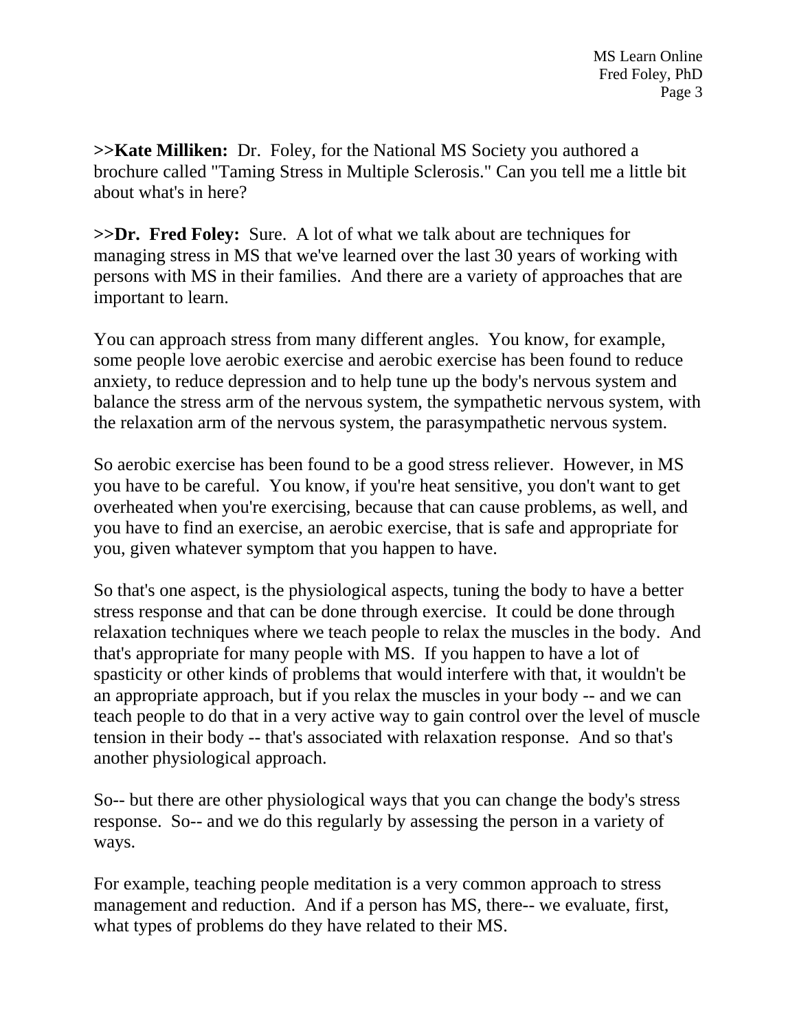**>>Kate Milliken:** Dr. Foley, for the National MS Society you authored a brochure called "Taming Stress in Multiple Sclerosis." Can you tell me a little bit about what's in here?

**>>Dr. Fred Foley:** Sure. A lot of what we talk about are techniques for managing stress in MS that we've learned over the last 30 years of working with persons with MS in their families. And there are a variety of approaches that are important to learn.

You can approach stress from many different angles. You know, for example, some people love aerobic exercise and aerobic exercise has been found to reduce anxiety, to reduce depression and to help tune up the body's nervous system and balance the stress arm of the nervous system, the sympathetic nervous system, with the relaxation arm of the nervous system, the parasympathetic nervous system.

So aerobic exercise has been found to be a good stress reliever. However, in MS you have to be careful. You know, if you're heat sensitive, you don't want to get overheated when you're exercising, because that can cause problems, as well, and you have to find an exercise, an aerobic exercise, that is safe and appropriate for you, given whatever symptom that you happen to have.

So that's one aspect, is the physiological aspects, tuning the body to have a better stress response and that can be done through exercise. It could be done through relaxation techniques where we teach people to relax the muscles in the body. And that's appropriate for many people with MS. If you happen to have a lot of spasticity or other kinds of problems that would interfere with that, it wouldn't be an appropriate approach, but if you relax the muscles in your body -- and we can teach people to do that in a very active way to gain control over the level of muscle tension in their body -- that's associated with relaxation response. And so that's another physiological approach.

So-- but there are other physiological ways that you can change the body's stress response. So-- and we do this regularly by assessing the person in a variety of ways.

For example, teaching people meditation is a very common approach to stress management and reduction. And if a person has MS, there-- we evaluate, first, what types of problems do they have related to their MS.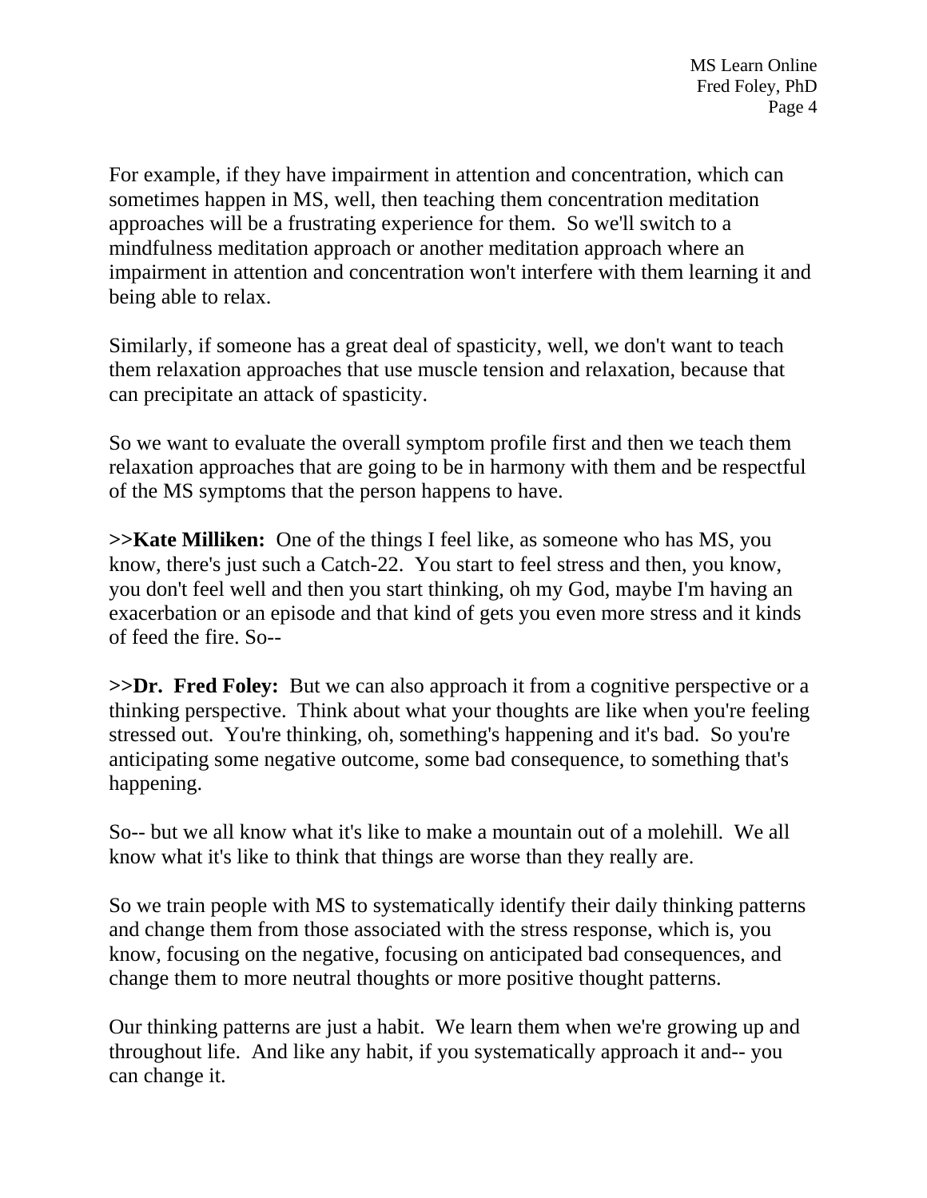For example, if they have impairment in attention and concentration, which can sometimes happen in MS, well, then teaching them concentration meditation approaches will be a frustrating experience for them. So we'll switch to a mindfulness meditation approach or another meditation approach where an impairment in attention and concentration won't interfere with them learning it and being able to relax.

Similarly, if someone has a great deal of spasticity, well, we don't want to teach them relaxation approaches that use muscle tension and relaxation, because that can precipitate an attack of spasticity.

So we want to evaluate the overall symptom profile first and then we teach them relaxation approaches that are going to be in harmony with them and be respectful of the MS symptoms that the person happens to have.

**>>Kate Milliken:** One of the things I feel like, as someone who has MS, you know, there's just such a Catch-22. You start to feel stress and then, you know, you don't feel well and then you start thinking, oh my God, maybe I'm having an exacerbation or an episode and that kind of gets you even more stress and it kinds of feed the fire. So--

**>>Dr. Fred Foley:** But we can also approach it from a cognitive perspective or a thinking perspective. Think about what your thoughts are like when you're feeling stressed out. You're thinking, oh, something's happening and it's bad. So you're anticipating some negative outcome, some bad consequence, to something that's happening.

So-- but we all know what it's like to make a mountain out of a molehill. We all know what it's like to think that things are worse than they really are.

So we train people with MS to systematically identify their daily thinking patterns and change them from those associated with the stress response, which is, you know, focusing on the negative, focusing on anticipated bad consequences, and change them to more neutral thoughts or more positive thought patterns.

Our thinking patterns are just a habit. We learn them when we're growing up and throughout life. And like any habit, if you systematically approach it and-- you can change it.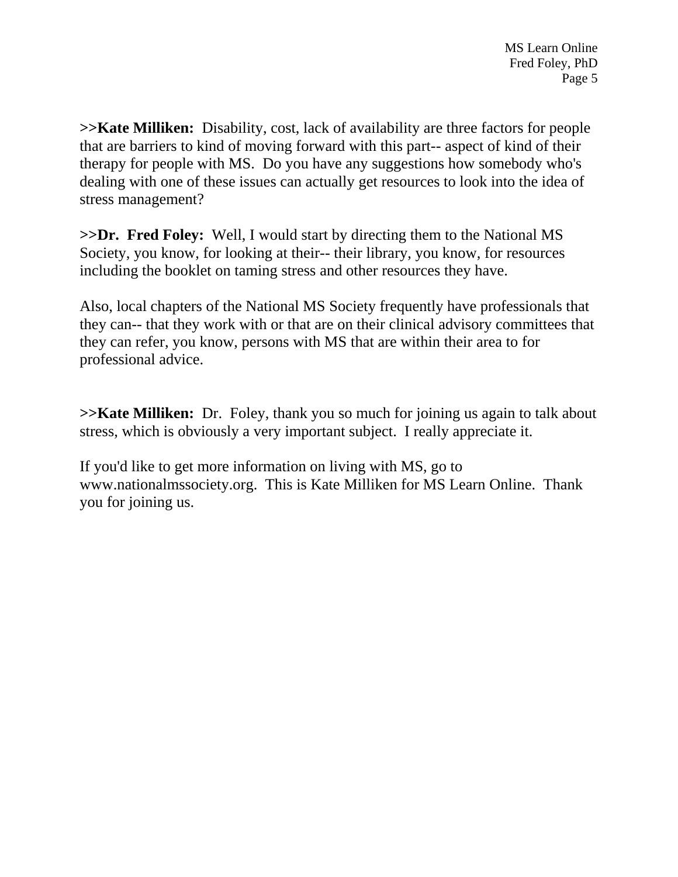**>>Kate Milliken:** Disability, cost, lack of availability are three factors for people that are barriers to kind of moving forward with this part-- aspect of kind of their therapy for people with MS. Do you have any suggestions how somebody who's dealing with one of these issues can actually get resources to look into the idea of stress management?

**>>Dr. Fred Foley:** Well, I would start by directing them to the National MS Society, you know, for looking at their-- their library, you know, for resources including the booklet on taming stress and other resources they have.

Also, local chapters of the National MS Society frequently have professionals that they can-- that they work with or that are on their clinical advisory committees that they can refer, you know, persons with MS that are within their area to for professional advice.

**>>Kate Milliken:** Dr. Foley, thank you so much for joining us again to talk about stress, which is obviously a very important subject. I really appreciate it.

If you'd like to get more information on living with MS, go to www.nationalmssociety.org. This is Kate Milliken for MS Learn Online. Thank you for joining us.